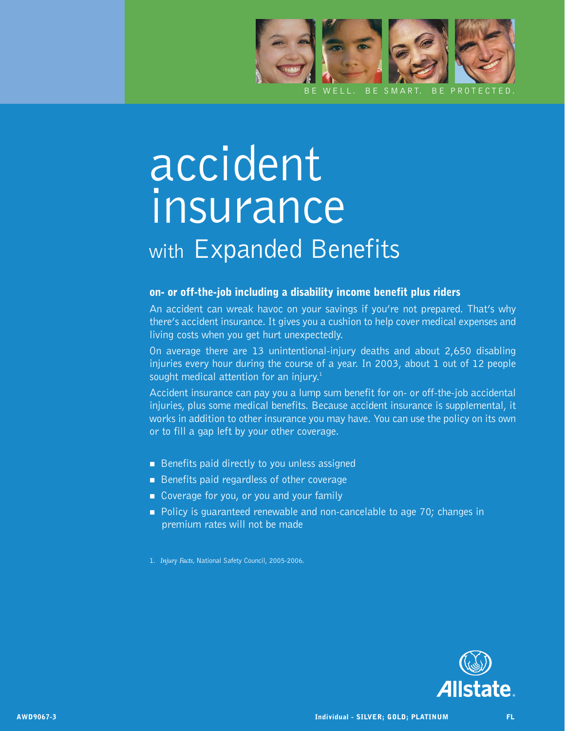BE WELL. BE SMART. BE PROTECTED.

# accident insurance

## with Expanded Benefits

### on- or off-the-job including a disability income benefit plus riders

An accident can wreak havoc on your savings if you're not prepared. That's why there's accident insurance. It gives you a cushion to help cover medical expenses and living costs when you get hurt unexpectedly.

On average there are 13 unintentional-injury deaths and about 2,650 disabling injuries every hour during the course of a year. In 2003, about 1 out of 12 people sought medical attention for an injury.[1]

Accident insurance can pay you a lump sum benefit for on- or off-the-job accidental injuries, plus some medical benefits. Because accident insurance is supplemental, it works in addition to other insurance you may have. You can use the policy on its own or to fill a gap left by your other coverage.

- Benefits paid directly to you unless assigned
- Benefits paid regardless of other coverage
- Coverage for you, or you and your family
- Policy is guaranteed renewable and non-cancelable to age 70; changes in premium rates will not be made

1. *Injury Facts*, National Safety Council, 2005-2006.

Allstate.

AWD9067-3 Individual - SILVER; GOLD; PLATINUM FL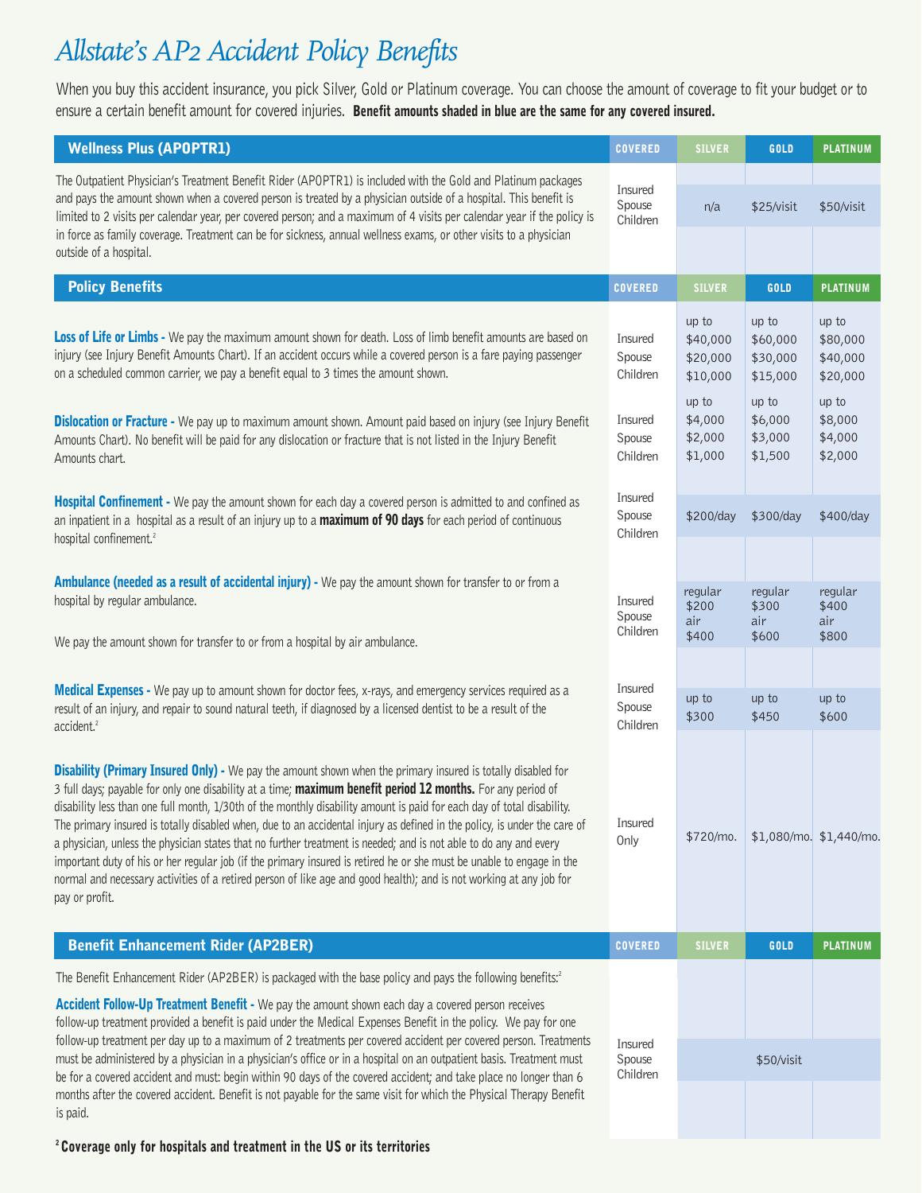# Allstate's AP2 Accident Policy Benefits

When you buy this accident insurance, you pick Silver, Gold or Platinum coverage. You can choose the amount of coverage to fit your budget or to ensure a certain benefit amount for covered injuries. **Benefit amounts shaded in blue are the same for any covered insured.**

| Wellness Plus (APOPTR1) | COVERED | SILVER | GOLD | PLATINUM |
|---|---|---|---|---|
| The Outpatient Physician's Treatment Benefit Rider (APOPTR1) is included with the Gold and Platinum packages and pays the amount shown when a covered person is treated by a physician outside of a hospital. This benefit is limited to 2 visits per calendar year, per covered person; and a maximum of 4 visits per calendar year if the policy is in force as family coverage. Treatment can be for sickness, annual wellness exams, or other visits to a physician outside of a hospital. | Insured<br>Spouse<br>Children | n/a | $25/visit | $50/visit |

| Policy Benefits | COVERED | SILVER | GOLD | PLATINUM |
|---|---|---|---|---|
| **Loss of Life or Limbs -** We pay the maximum amount shown for death. Loss of limb benefit amounts are based on injury (see Injury Benefit Amounts Chart). If an accident occurs while a covered person is a fare paying passenger on a scheduled common carrier, we pay a benefit equal to 3 times the amount shown. | Insured<br>Spouse<br>Children | up to<br>$40,000<br>$20,000<br>$10,000 | up to<br>$60,000<br>$30,000<br>$15,000 | up to<br>$80,000<br>$40,000<br>$20,000 |
| **Dislocation or Fracture -** We pay up to maximum amount shown. Amount paid based on injury (see Injury Benefit Amounts Chart). No benefit will be paid for any dislocation or fracture that is not listed in the Injury Benefit Amounts chart. | Insured<br>Spouse<br>Children | up to<br>$4,000<br>$2,000<br>$1,000 | up to<br>$6,000<br>$3,000<br>$1,500 | up to<br>$8,000<br>$4,000<br>$2,000 |
| **Hospital Confinement -** We pay the amount shown for each day a covered person is admitted to and confined as an inpatient in a hospital as a result of an injury up to a **maximum of 90 days** for each period of continuous hospital confinement.[2] | Insured<br>Spouse<br>Children | $200/day | $300/day | $400/day |
| **Ambulance (needed as a result of accidental injury) -** We pay the amount shown for transfer to or from a hospital by regular ambulance.<br><br>We pay the amount shown for transfer to or from a hospital by air ambulance. | Insured<br>Spouse<br>Children | regular<br>$200<br>air<br>$400 | regular<br>$300<br>air<br>$600 | regular<br>$400<br>air<br>$800 |
| **Medical Expenses -** We pay up to amount shown for doctor fees, x-rays, and emergency services required as a result of an injury, and repair to sound natural teeth, if diagnosed by a licensed dentist to be a result of the accident.[2] | Insured<br>Spouse<br>Children | up to<br>$300 | up to<br>$450 | up to<br>$600 |
| **Disability (Primary Insured Only) -** We pay the amount shown when the primary insured is totally disabled for 3 full days; payable for only one disability at a time; **maximum benefit period 12 months.** For any period of disability less than one full month, 1/30th of the monthly disability amount is paid for each day of total disability. The primary insured is totally disabled when, due to an accidental injury as defined in the policy, is under the care of a physician, unless the physician states that no further treatment is needed; and is not able to do any and every important duty of his or her regular job (if the primary insured is retired he or she must be unable to engage in the normal and necessary activities of a retired person of like age and good health); and is not working at any job for pay or profit. | Insured<br>Only | $720/mo. | $1,080/mo. | $1,440/mo. |

| Benefit Enhancement Rider (AP2BER) | COVERED | SILVER | GOLD | PLATINUM |
|---|---|---|---|---|
| The Benefit Enhancement Rider (AP2BER) is packaged with the base policy and pays the following benefits:[2]<br><br>**Accident Follow-Up Treatment Benefit -** We pay the amount shown each day a covered person receives follow-up treatment provided a benefit is paid under the Medical Expenses Benefit in the policy. We pay for one follow-up treatment per day up to a maximum of 2 treatments per covered accident per covered person. Treatments must be administered by a physician in a physician's office or in a hospital on an outpatient basis. Treatment must be for a covered accident and must: begin within 90 days of the covered accident; and take place no longer than 6 months after the covered accident. Benefit is not payable for the same visit for which the Physical Therapy Benefit is paid. | Insured<br>Spouse<br>Children | | $50/visit | |

**[2] Coverage only for hospitals and treatment in the US or its territories**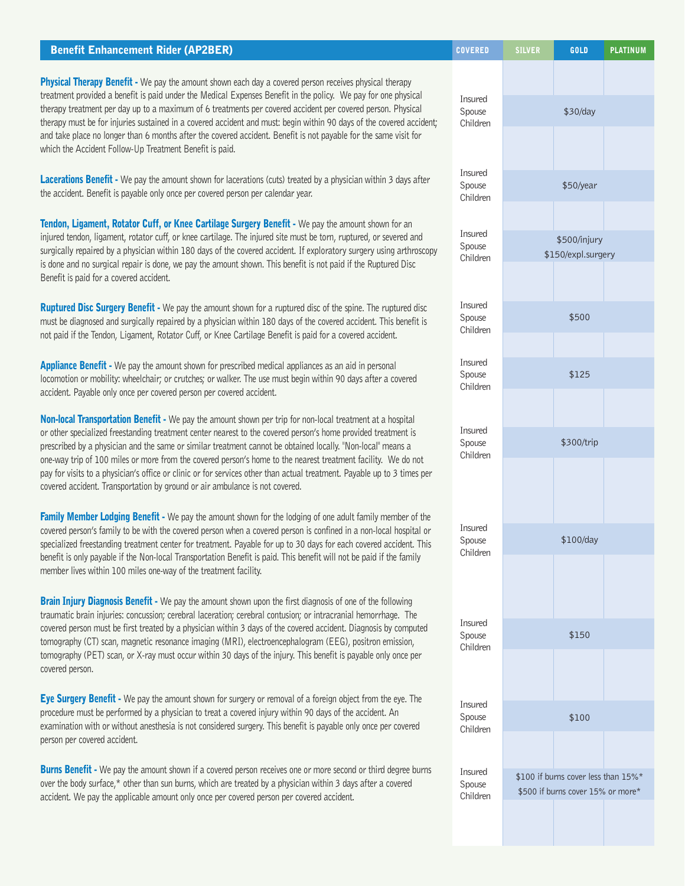| Benefit Enhancement Rider (AP2BER) | COVERED | SILVER | GOLD | PLATINUM |
|---|---|---|---|---|
| **Physical Therapy Benefit -** We pay the amount shown each day a covered person receives physical therapy treatment provided a benefit is paid under the Medical Expenses Benefit in the policy. We pay for one physical therapy treatment per day up to a maximum of 6 treatments per covered accident per covered person. Physical therapy must be for injuries sustained in a covered accident and must: begin within 90 days of the covered accident; and take place no longer than 6 months after the covered accident. Benefit is not payable for the same visit for which the Accident Follow-Up Treatment Benefit is paid. | Insured<br>Spouse<br>Children | $30/day | | |
| **Lacerations Benefit -** We pay the amount shown for lacerations (cuts) treated by a physician within 3 days after the accident. Benefit is payable only once per covered person per calendar year. | Insured<br>Spouse<br>Children | $50/year | | |
| **Tendon, Ligament, Rotator Cuff, or Knee Cartilage Surgery Benefit -** We pay the amount shown for an injured tendon, ligament, rotator cuff, or knee cartilage. The injured site must be torn, ruptured, or severed and surgically repaired by a physician within 180 days of the covered accident. If exploratory surgery using arthroscopy is done and no surgical repair is done, we pay the amount shown. This benefit is not paid if the Ruptured Disc Benefit is paid for a covered accident. | Insured<br>Spouse<br>Children | $500/injury<br>$150/expl.surgery | | |
| **Ruptured Disc Surgery Benefit -** We pay the amount shown for a ruptured disc of the spine. The ruptured disc must be diagnosed and surgically repaired by a physician within 180 days of the covered accident. This benefit is not paid if the Tendon, Ligament, Rotator Cuff, or Knee Cartilage Benefit is paid for a covered accident. | Insured<br>Spouse<br>Children | $500 | | |
| **Appliance Benefit -** We pay the amount shown for prescribed medical appliances as an aid in personal locomotion or mobility: wheelchair; or crutches; or walker. The use must begin within 90 days after a covered accident. Payable only once per covered person per covered accident. | Insured<br>Spouse<br>Children | $125 | | |
| **Non-local Transportation Benefit -** We pay the amount shown per trip for non-local treatment at a hospital or other specialized freestanding treatment center nearest to the covered person's home provided treatment is prescribed by a physician and the same or similar treatment cannot be obtained locally. "Non-local" means a one-way trip of 100 miles or more from the covered person's home to the nearest treatment facility. We do not pay for visits to a physician's office or clinic or for services other than actual treatment. Payable up to 3 times per covered accident. Transportation by ground or air ambulance is not covered. | Insured<br>Spouse<br>Children | $300/trip | | |
| **Family Member Lodging Benefit -** We pay the amount shown for the lodging of one adult family member of the covered person's family to be with the covered person when a covered person is confined in a non-local hospital or specialized freestanding treatment center for treatment. Payable for up to 30 days for each covered accident. This benefit is only payable if the Non-local Transportation Benefit is paid. This benefit will not be paid if the family member lives within 100 miles one-way of the treatment facility. | Insured<br>Spouse<br>Children | $100/day | | |
| **Brain Injury Diagnosis Benefit -** We pay the amount shown upon the first diagnosis of one of the following traumatic brain injuries: concussion; cerebral laceration; cerebral contusion; or intracranial hemorrhage. The covered person must be first treated by a physician within 3 days of the covered accident. Diagnosis by computed tomography (CT) scan, magnetic resonance imaging (MRI), electroencephalogram (EEG), positron emission, tomography (PET) scan, or X-ray must occur within 30 days of the injury. This benefit is payable only once per covered person. | Insured<br>Spouse<br>Children | $150 | | |
| **Eye Surgery Benefit -** We pay the amount shown for surgery or removal of a foreign object from the eye. The procedure must be performed by a physician to treat a covered injury within 90 days of the accident. An examination with or without anesthesia is not considered surgery. This benefit is payable only once per covered person per covered accident. | Insured<br>Spouse<br>Children | $100 | | |
| **Burns Benefit -** We pay the amount shown if a covered person receives one or more second or third degree burns over the body surface,* other than sun burns, which are treated by a physician within 3 days after a covered accident. We pay the applicable amount only once per covered person per covered accident. | Insured<br>Spouse<br>Children | $100 if burns cover less than 15%*<br>$500 if burns cover 15% or more* | | |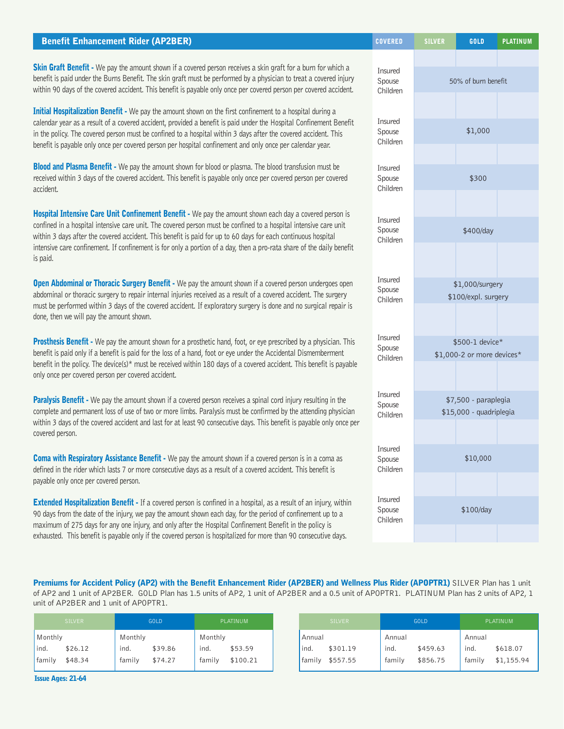| Benefit Enhancement Rider (AP2BER) | COVERED | SILVER | GOLD | PLATINUM |
|---|---|---|---|---|
| **Skin Graft Benefit -** We pay the amount shown if a covered person receives a skin graft for a burn for which a benefit is paid under the Burns Benefit. The skin graft must be performed by a physician to treat a covered injury within 90 days of the covered accident. This benefit is payable only once per covered person per covered accident. | Insured Spouse Children | 50% of burn benefit | | |
| **Initial Hospitalization Benefit -** We pay the amount shown on the first confinement to a hospital during a calendar year as a result of a covered accident, provided a benefit is paid under the Hospital Confinement Benefit in the policy. The covered person must be confined to a hospital within 3 days after the covered accident. This benefit is payable only once per covered person per hospital confinement and only once per calendar year. | Insured Spouse Children | $1,000 | | |
| **Blood and Plasma Benefit -** We pay the amount shown for blood or plasma. The blood transfusion must be received within 3 days of the covered accident. This benefit is payable only once per covered person per covered accident. | Insured Spouse Children | $300 | | |
| **Hospital Intensive Care Unit Confinement Benefit -** We pay the amount shown each day a covered person is confined in a hospital intensive care unit. The covered person must be confined to a hospital intensive care unit within 3 days after the covered accident. This benefit is paid for up to 60 days for each continuous hospital intensive care confinement. If confinement is for only a portion of a day, then a pro-rata share of the daily benefit is paid. | Insured Spouse Children | $400/day | | |
| **Open Abdominal or Thoracic Surgery Benefit -** We pay the amount shown if a covered person undergoes open abdominal or thoracic surgery to repair internal injuries received as a result of a covered accident. The surgery must be performed within 3 days of the covered accident. If exploratory surgery is done and no surgical repair is done, then we will pay the amount shown. | Insured Spouse Children | $1,000/surgery $100/expl. surgery | | |
| **Prosthesis Benefit -** We pay the amount shown for a prosthetic hand, foot, or eye prescribed by a physician. This benefit is paid only if a benefit is paid for the loss of a hand, foot or eye under the Accidental Dismemberment benefit in the policy. The device(s)* must be received within 180 days of a covered accident. This benefit is payable only once per covered person per covered accident. | Insured Spouse Children | $500-1 device* $1,000-2 or more devices* | | |
| **Paralysis Benefit -** We pay the amount shown if a covered person receives a spinal cord injury resulting in the complete and permanent loss of use of two or more limbs. Paralysis must be confirmed by the attending physician within 3 days of the covered accident and last for at least 90 consecutive days. This benefit is payable only once per covered person. | Insured Spouse Children | $7,500 - paraplegia $15,000 - quadriplegia | | |
| **Coma with Respiratory Assistance Benefit -** We pay the amount shown if a covered person is in a coma as defined in the rider which lasts 7 or more consecutive days as a result of a covered accident. This benefit is payable only once per covered person. | Insured Spouse Children | $10,000 | | |
| **Extended Hospitalization Benefit -** If a covered person is confined in a hospital, as a result of an injury, within 90 days from the date of the injury, we pay the amount shown each day, for the period of confinement up to a maximum of 275 days for any one injury, and only after the Hospital Confinement Benefit in the policy is exhausted. This benefit is payable only if the covered person is hospitalized for more than 90 consecutive days. | Insured Spouse Children | $100/day | | |

**Premiums for Accident Policy (AP2) with the Benefit Enhancement Rider (AP2BER) and Wellness Plus Rider (APOPTR1)** SILVER Plan has 1 unit of AP2 and 1 unit of AP2BER. GOLD Plan has 1.5 units of AP2, 1 unit of AP2BER and a 0.5 unit of APOPTR1. PLATINUM Plan has 2 units of AP2, 1 unit of AP2BER and 1 unit of APOPTR1.

| SILVER | | GOLD | | PLATINUM | |
|---|---|---|---|---|---|
| Monthly | | Monthly | | Monthly | |
| ind. | $26.12 | ind. | $39.86 | ind. | $53.59 |
| family | $48.34 | family | $74.27 | family | $100.21 |

| SILVER | | GOLD | | PLATINUM | |
|---|---|---|---|---|---|
| Annual | | Annual | | Annual | |
| ind. | $301.19 | ind. | $459.63 | ind. | $618.07 |
| family | $557.55 | family | $856.75 | family | $1,155.94 |

**Issue Ages: 21-64**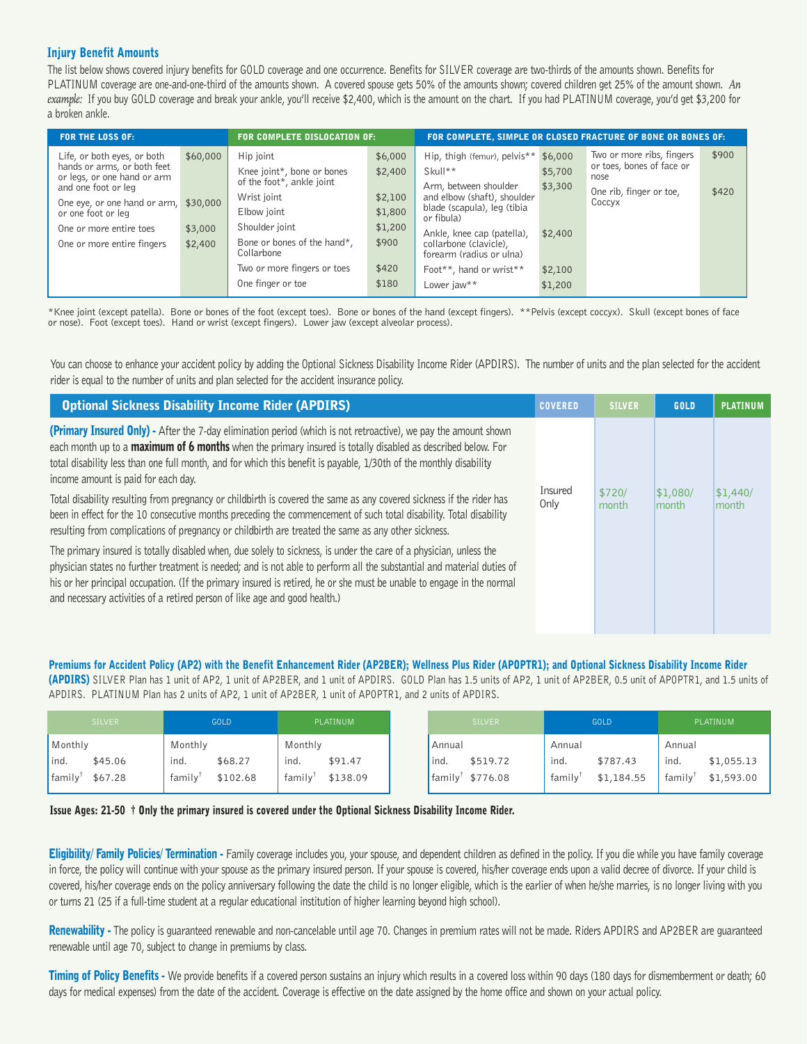## Injury Benefit Amounts

The list below shows covered injury benefits for GOLD coverage and one occurrence. Benefits for SILVER coverage are two-thirds of the amounts shown. Benefits for PLATINUM coverage are one-and-one-third of the amounts shown. A covered spouse gets 50% of the amounts shown; covered children get 25% of the amount shown. *An example:* If you buy GOLD coverage and break your ankle, you'll receive $2,400, which is the amount on the chart. If you had PLATINUM coverage, you'd get $3,200 for a broken ankle.

| FOR THE LOSS OF: | | FOR COMPLETE DISLOCATION OF: | | FOR COMPLETE, SIMPLE OR CLOSED FRACTURE OF BONE OR BONES OF: | | | |
|---|---|---|---|---|---|---|---|
| Life, or both eyes, or both hands or arms, or both feet or legs, or one hand or arm and one foot or leg | $60,000 | Hip joint | $6,000 | Hip, thigh (femur), pelvis** | $6,000 | Two or more ribs, fingers or toes, bones of face or nose | $900 |
| One eye, or one hand or arm, or one foot or leg | $30,000 | Knee joint*, bone or bones of the foot*, ankle joint | $2,400 | Skull** | $5,700 | One rib, finger or toe, Coccyx | $420 |
| One or more entire toes | $3,000 | Wrist joint | $2,100 | Arm, between shoulder and elbow (shaft), shoulder blade (scapula), leg (tibia or fibula) | $3,300 | | |
| One or more entire fingers | $2,400 | Elbow joint | $1,800 | Ankle, knee cap (patella), collarbone (clavicle), forearm (radius or ulna) | $2,400 | | |
| | | Shoulder joint | $1,200 | Foot**, hand or wrist** | $2,100 | | |
| | | Bone or bones of the hand*, Collarbone | $900 | Lower jaw** | $1,200 | | |
| | | Two or more fingers or toes | $420 | | | | |
| | | One finger or toe | $180 | | | | |

*Knee joint (except patella). Bone or bones of the foot (except toes). Bone or bones of the hand (except fingers). **Pelvis (except coccyx). Skull (except bones of face or nose). Foot (except toes). Hand or wrist (except fingers). Lower jaw (except alveolar process).

You can choose to enhance your accident policy by adding the Optional Sickness Disability Income Rider (APDIRS). The number of units and the plan selected for the accident rider is equal to the number of units and plan selected for the accident insurance policy.

| Optional Sickness Disability Income Rider (APDIRS) | COVERED | SILVER | GOLD | PLATINUM |
|---|---|---|---|---|
| **(Primary Insured Only) -** After the 7-day elimination period (which is not retroactive), we pay the amount shown each month up to a **maximum of 6 months** when the primary insured is totally disabled as described below. For total disability less than one full month, and for which this benefit is payable, 1/30th of the monthly disability income amount is paid for each day.<br><br>Total disability resulting from pregnancy or childbirth is covered the same as any covered sickness if the rider has been in effect for the 10 consecutive months preceding the commencement of such total disability. Total disability resulting from complications of pregnancy or childbirth are treated the same as any other sickness.<br><br>The primary insured is totally disabled when, due solely to sickness, is under the care of a physician, unless the physician states no further treatment is needed; and is not able to perform all the substantial and material duties of his or her principal occupation. (If the primary insured is retired, he or she must be unable to engage in the normal and necessary activities of a retired person of like age and good health.) | Insured Only | $720/ month | $1,080/ month | $1,440/ month |

**Premiums for Accident Policy (AP2) with the Benefit Enhancement Rider (AP2BER); Wellness Plus Rider (APOPTR1); and Optional Sickness Disability Income Rider (APDIRS)** SILVER Plan has 1 unit of AP2, 1 unit of AP2BER, and 1 unit of APDIRS. GOLD Plan has 1.5 units of AP2, 1 unit of AP2BER, 0.5 unit of APOPTR1, and 1.5 units of APDIRS. PLATINUM Plan has 2 units of AP2, 1 unit of AP2BER, 1 unit of APOPTR1, and 2 units of APDIRS.

| | SILVER | GOLD | PLATINUM |
|---|---|---|---|
| Monthly ind. | $45.06 | $68.27 | $91.47 |
| Monthly family† | $67.28 | $102.68 | $138.09 |

| | SILVER | GOLD | PLATINUM |
|---|---|---|---|
| Annual ind. | $519.72 | $787.43 | $1,055.13 |
| Annual family† | $776.08 | $1,184.55 | $1,593.00 |

**Issue Ages: 21-50 † Only the primary insured is covered under the Optional Sickness Disability Income Rider.**

**Eligibility/ Family Policies/ Termination -** Family coverage includes you, your spouse, and dependent children as defined in the policy. If you die while you have family coverage in force, the policy will continue with your spouse as the primary insured person. If your spouse is covered, his/her coverage ends upon a valid decree of divorce. If your child is covered, his/her coverage ends on the policy anniversary following the date the child is no longer eligible, which is the earlier of when he/she marries, is no longer living with you or turns 21 (25 if a full-time student at a regular educational institution of higher learning beyond high school).

**Renewability -** The policy is guaranteed renewable and non-cancelable until age 70. Changes in premium rates will not be made. Riders APDIRS and AP2BER are guaranteed renewable until age 70, subject to change in premiums by class.

**Timing of Policy Benefits -** We provide benefits if a covered person sustains an injury which results in a covered loss within 90 days (180 days for dismemberment or death; 60 days for medical expenses) from the date of the accident. Coverage is effective on the date assigned by the home office and shown on your actual policy.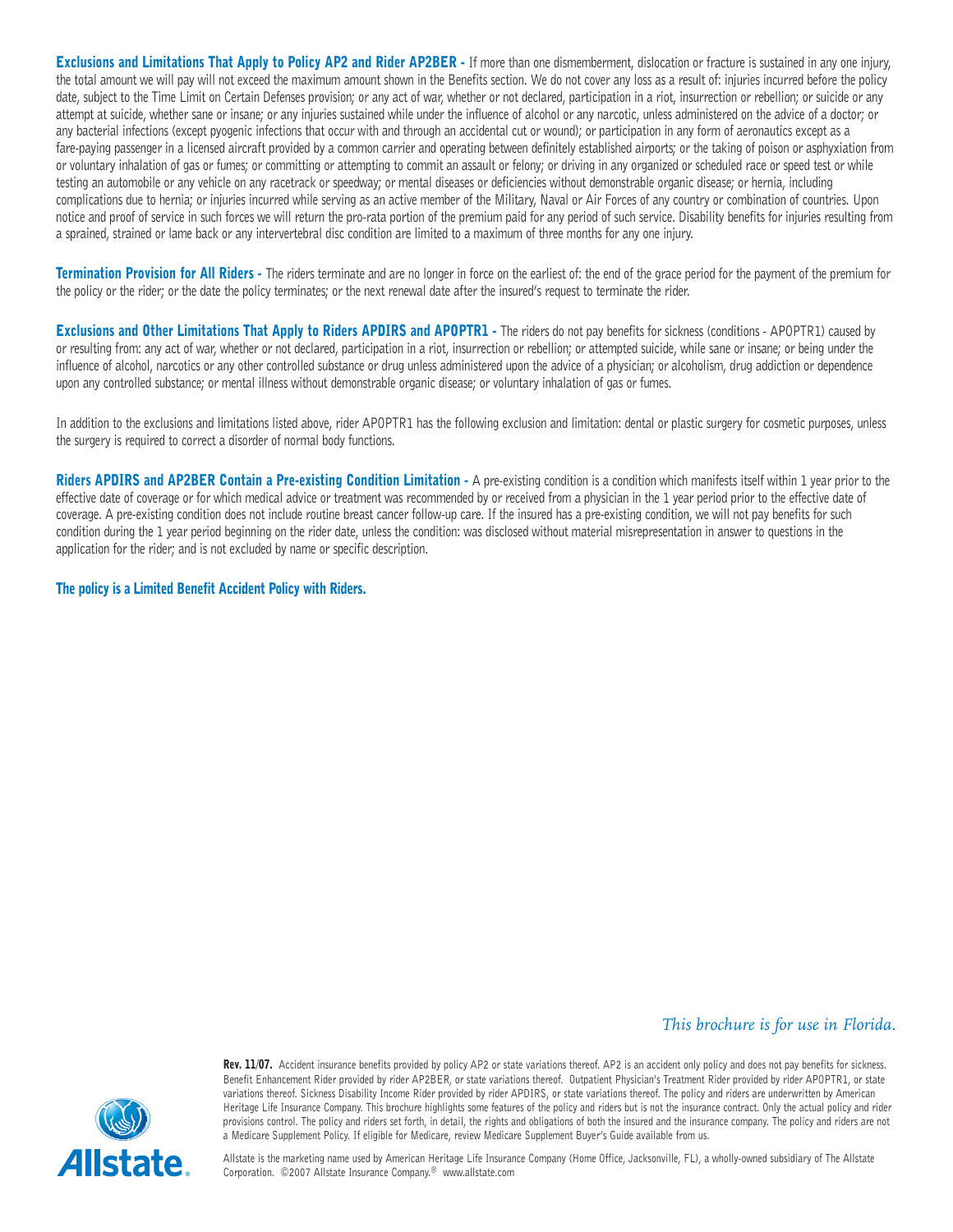**Exclusions and Limitations That Apply to Policy AP2 and Rider AP2BER -** If more than one dismemberment, dislocation or fracture is sustained in any one injury, the total amount we will pay will not exceed the maximum amount shown in the Benefits section. We do not cover any loss as a result of: injuries incurred before the policy date, subject to the Time Limit on Certain Defenses provision; or any act of war, whether or not declared, participation in a riot, insurrection or rebellion; or suicide or any attempt at suicide, whether sane or insane; or any injuries sustained while under the influence of alcohol or any narcotic, unless administered on the advice of a doctor; or any bacterial infections (except pyogenic infections that occur with and through an accidental cut or wound); or participation in any form of aeronautics except as a fare-paying passenger in a licensed aircraft provided by a common carrier and operating between definitely established airports; or the taking of poison or asphyxiation from or voluntary inhalation of gas or fumes; or committing or attempting to commit an assault or felony; or driving in any organized or scheduled race or speed test or while testing an automobile or any vehicle on any racetrack or speedway; or mental diseases or deficiencies without demonstrable organic disease; or hernia, including complications due to hernia; or injuries incurred while serving as an active member of the Military, Naval or Air Forces of any country or combination of countries. Upon notice and proof of service in such forces we will return the pro-rata portion of the premium paid for any period of such service. Disability benefits for injuries resulting from a sprained, strained or lame back or any intervertebral disc condition are limited to a maximum of three months for any one injury.

**Termination Provision for All Riders -** The riders terminate and are no longer in force on the earliest of: the end of the grace period for the payment of the premium for the policy or the rider; or the date the policy terminates; or the next renewal date after the insured's request to terminate the rider.

**Exclusions and Other Limitations That Apply to Riders APDIRS and APOPTR1 -** The riders do not pay benefits for sickness (conditions - APOPTR1) caused by or resulting from: any act of war, whether or not declared, participation in a riot, insurrection or rebellion; or attempted suicide, while sane or insane; or being under the influence of alcohol, narcotics or any other controlled substance or drug unless administered upon the advice of a physician; or alcoholism, drug addiction or dependence upon any controlled substance; or mental illness without demonstrable organic disease; or voluntary inhalation of gas or fumes.

In addition to the exclusions and limitations listed above, rider APOPTR1 has the following exclusion and limitation: dental or plastic surgery for cosmetic purposes, unless the surgery is required to correct a disorder of normal body functions.

**Riders APDIRS and AP2BER Contain a Pre-existing Condition Limitation -** A pre-existing condition is a condition which manifests itself within 1 year prior to the effective date of coverage or for which medical advice or treatment was recommended by or received from a physician in the 1 year period prior to the effective date of coverage. A pre-existing condition does not include routine breast cancer follow-up care. If the insured has a pre-existing condition, we will not pay benefits for such condition during the 1 year period beginning on the rider date, unless the condition: was disclosed without material misrepresentation in answer to questions in the application for the rider; and is not excluded by name or specific description.

**The policy is a Limited Benefit Accident Policy with Riders.**

*This brochure is for use in Florida.*

**Rev. 11/07.** Accident insurance benefits provided by policy AP2 or state variations thereof. AP2 is an accident only policy and does not pay benefits for sickness. Benefit Enhancement Rider provided by rider AP2BER, or state variations thereof. Outpatient Physician's Treatment Rider provided by rider APOPTR1, or state variations thereof. Sickness Disability Income Rider provided by rider APDIRS, or state variations thereof. The policy and riders are underwritten by American Heritage Life Insurance Company. This brochure highlights some features of the policy and riders but is not the insurance contract. Only the actual policy and rider provisions control. The policy and riders set forth, in detail, the rights and obligations of both the insured and the insurance company. The policy and riders are not a Medicare Supplement Policy. If eligible for Medicare, review Medicare Supplement Buyer's Guide available from us.

Allstate is the marketing name used by American Heritage Life Insurance Company (Home Office, Jacksonville, FL), a wholly-owned subsidiary of The Allstate Corporation. ©2007 Allstate Insurance Company.® www.allstate.com

Allstate